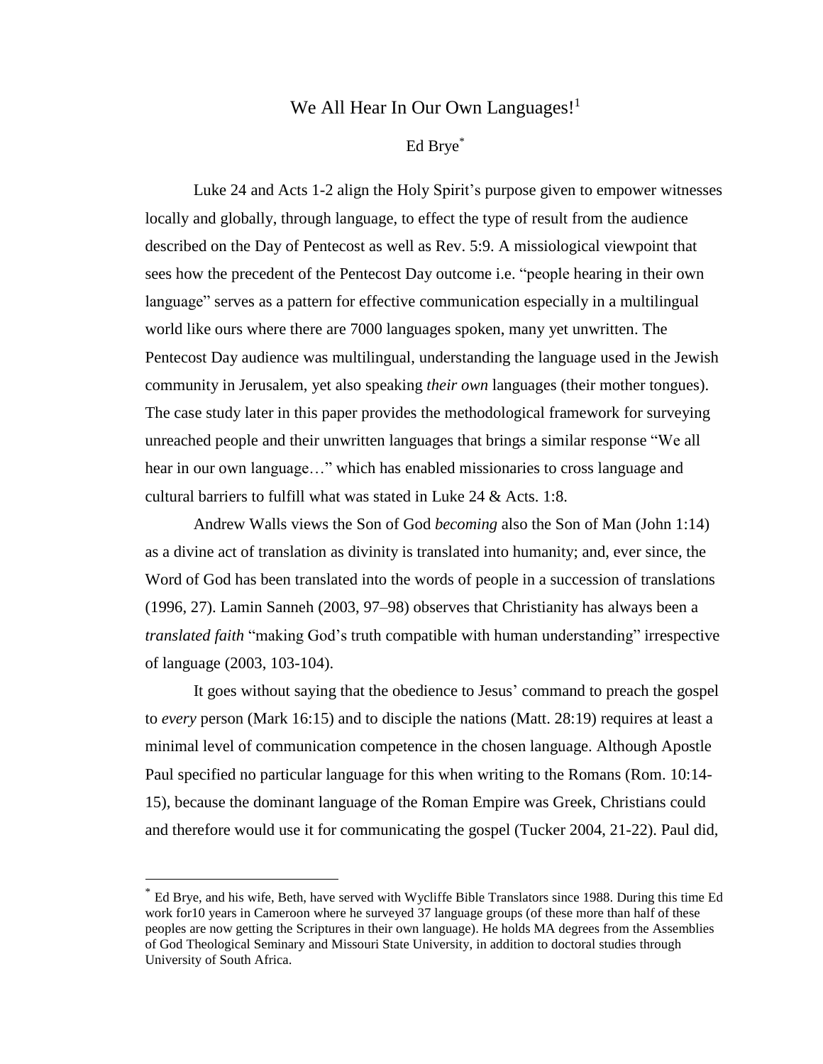# We All Hear In Our Own Languages![1]

Ed Brye[*]

Luke 24 and Acts 1-2 align the Holy Spirit's purpose given to empower witnesses locally and globally, through language, to effect the type of result from the audience described on the Day of Pentecost as well as Rev. 5:9. A missiological viewpoint that sees how the precedent of the Pentecost Day outcome i.e. "people hearing in their own language" serves as a pattern for effective communication especially in a multilingual world like ours where there are 7000 languages spoken, many yet unwritten. The Pentecost Day audience was multilingual, understanding the language used in the Jewish community in Jerusalem, yet also speaking *their own* languages (their mother tongues). The case study later in this paper provides the methodological framework for surveying unreached people and their unwritten languages that brings a similar response "We all hear in our own language…" which has enabled missionaries to cross language and cultural barriers to fulfill what was stated in Luke 24 & Acts. 1:8.

Andrew Walls views the Son of God *becoming* also the Son of Man (John 1:14) as a divine act of translation as divinity is translated into humanity; and, ever since, the Word of God has been translated into the words of people in a succession of translations (1996, 27). Lamin Sanneh (2003, 97–98) observes that Christianity has always been a *translated faith* "making God's truth compatible with human understanding" irrespective of language (2003, 103-104).

It goes without saying that the obedience to Jesus' command to preach the gospel to *every* person (Mark 16:15) and to disciple the nations (Matt. 28:19) requires at least a minimal level of communication competence in the chosen language. Although Apostle Paul specified no particular language for this when writing to the Romans (Rom. 10:14-15), because the dominant language of the Roman Empire was Greek, Christians could and therefore would use it for communicating the gospel (Tucker 2004, 21-22). Paul did,

---

[*] Ed Brye, and his wife, Beth, have served with Wycliffe Bible Translators since 1988. During this time Ed work for10 years in Cameroon where he surveyed 37 language groups (of these more than half of these peoples are now getting the Scriptures in their own language). He holds MA degrees from the Assemblies of God Theological Seminary and Missouri State University, in addition to doctoral studies through University of South Africa.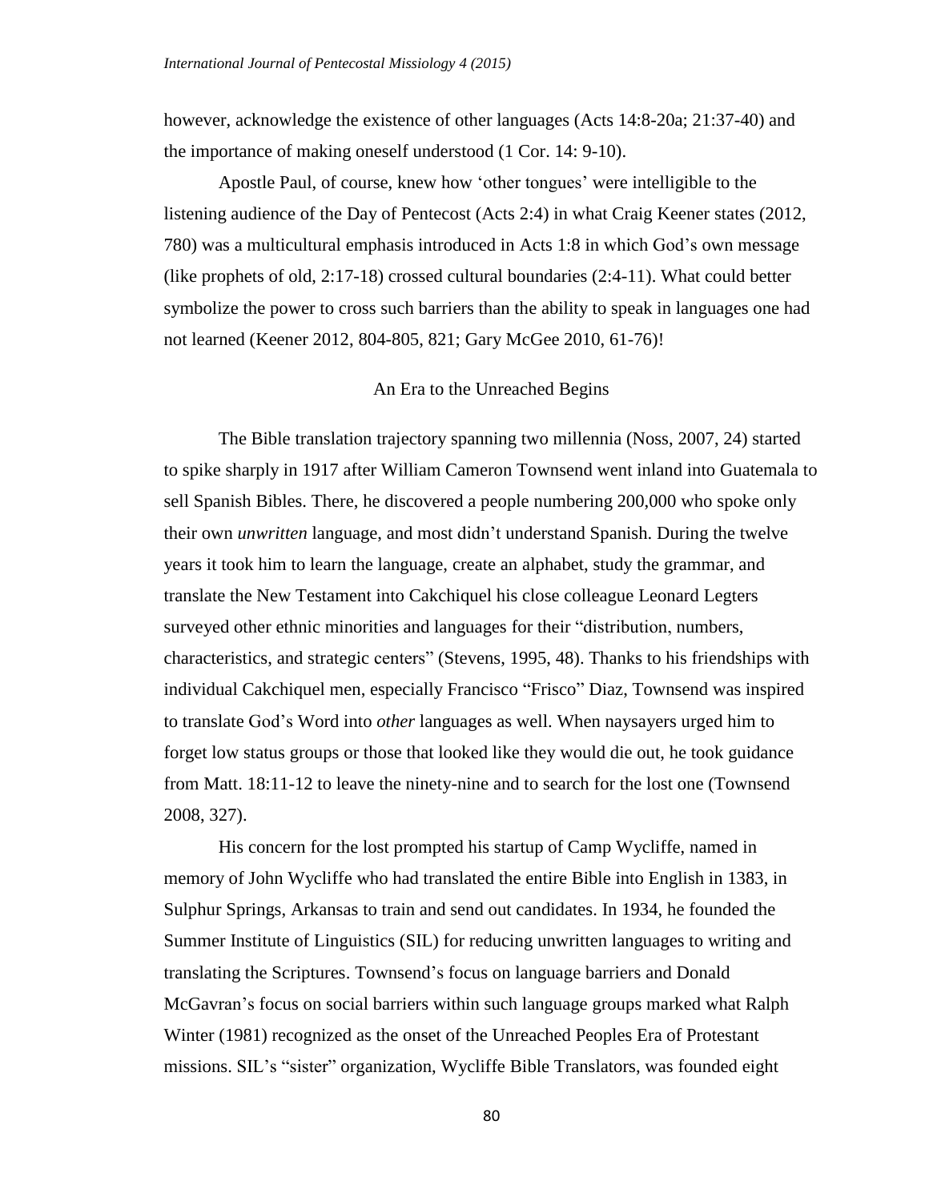however, acknowledge the existence of other languages (Acts 14:8-20a; 21:37-40) and the importance of making oneself understood (1 Cor. 14: 9-10).

Apostle Paul, of course, knew how 'other tongues' were intelligible to the listening audience of the Day of Pentecost (Acts 2:4) in what Craig Keener states (2012, 780) was a multicultural emphasis introduced in Acts 1:8 in which God's own message (like prophets of old, 2:17-18) crossed cultural boundaries (2:4-11). What could better symbolize the power to cross such barriers than the ability to speak in languages one had not learned (Keener 2012, 804-805, 821; Gary McGee 2010, 61-76)!

## An Era to the Unreached Begins

The Bible translation trajectory spanning two millennia (Noss, 2007, 24) started to spike sharply in 1917 after William Cameron Townsend went inland into Guatemala to sell Spanish Bibles. There, he discovered a people numbering 200,000 who spoke only their own *unwritten* language, and most didn't understand Spanish. During the twelve years it took him to learn the language, create an alphabet, study the grammar, and translate the New Testament into Cakchiquel his close colleague Leonard Legters surveyed other ethnic minorities and languages for their "distribution, numbers, characteristics, and strategic centers" (Stevens, 1995, 48). Thanks to his friendships with individual Cakchiquel men, especially Francisco "Frisco" Diaz, Townsend was inspired to translate God's Word into *other* languages as well. When naysayers urged him to forget low status groups or those that looked like they would die out, he took guidance from Matt. 18:11-12 to leave the ninety-nine and to search for the lost one (Townsend 2008, 327).

His concern for the lost prompted his startup of Camp Wycliffe, named in memory of John Wycliffe who had translated the entire Bible into English in 1383, in Sulphur Springs, Arkansas to train and send out candidates. In 1934, he founded the Summer Institute of Linguistics (SIL) for reducing unwritten languages to writing and translating the Scriptures. Townsend's focus on language barriers and Donald McGavran's focus on social barriers within such language groups marked what Ralph Winter (1981) recognized as the onset of the Unreached Peoples Era of Protestant missions. SIL's "sister" organization, Wycliffe Bible Translators, was founded eight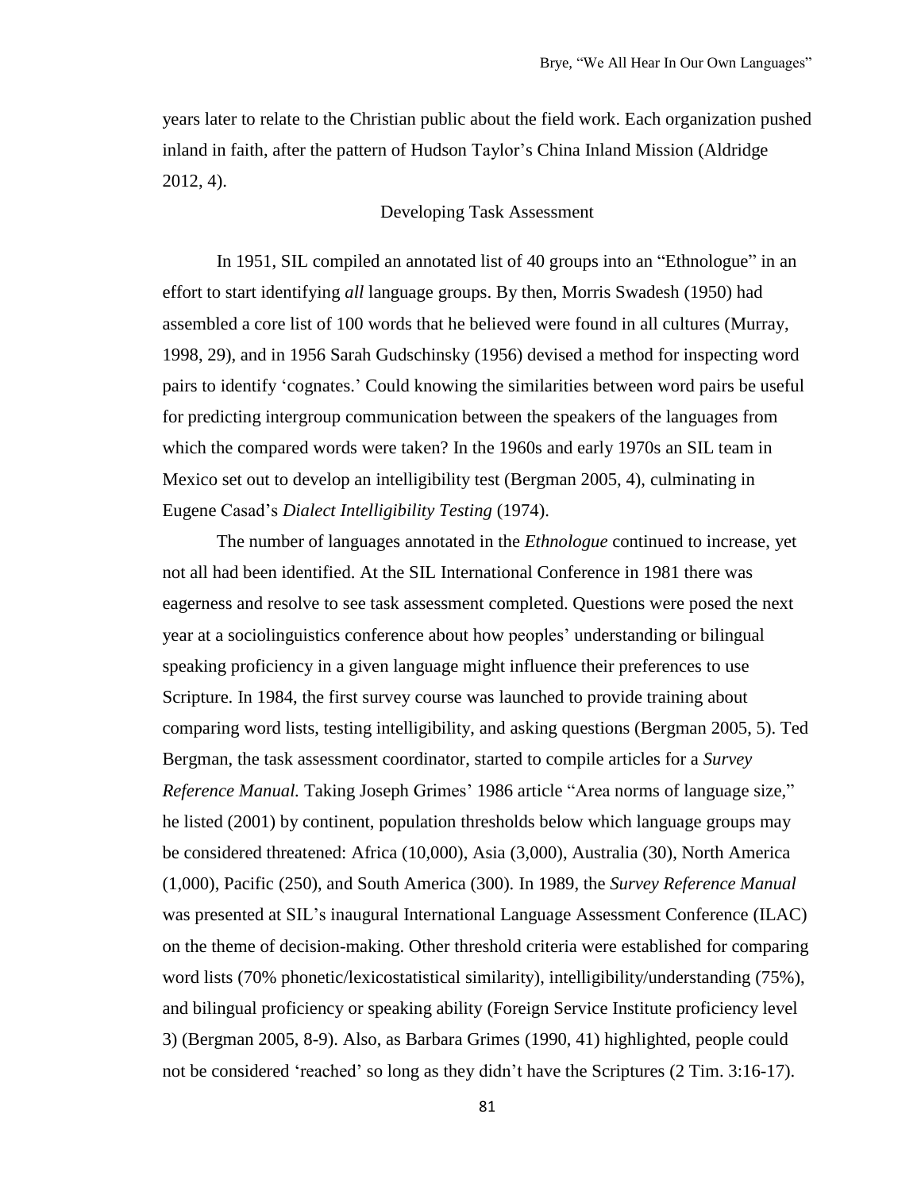years later to relate to the Christian public about the field work. Each organization pushed inland in faith, after the pattern of Hudson Taylor's China Inland Mission (Aldridge 2012, 4).

## Developing Task Assessment

In 1951, SIL compiled an annotated list of 40 groups into an "Ethnologue" in an effort to start identifying *all* language groups. By then, Morris Swadesh (1950) had assembled a core list of 100 words that he believed were found in all cultures (Murray, 1998, 29), and in 1956 Sarah Gudschinsky (1956) devised a method for inspecting word pairs to identify 'cognates.' Could knowing the similarities between word pairs be useful for predicting intergroup communication between the speakers of the languages from which the compared words were taken? In the 1960s and early 1970s an SIL team in Mexico set out to develop an intelligibility test (Bergman 2005, 4), culminating in Eugene Casad's *Dialect Intelligibility Testing* (1974).

The number of languages annotated in the *Ethnologue* continued to increase, yet not all had been identified. At the SIL International Conference in 1981 there was eagerness and resolve to see task assessment completed. Questions were posed the next year at a sociolinguistics conference about how peoples' understanding or bilingual speaking proficiency in a given language might influence their preferences to use Scripture. In 1984, the first survey course was launched to provide training about comparing word lists, testing intelligibility, and asking questions (Bergman 2005, 5). Ted Bergman, the task assessment coordinator, started to compile articles for a *Survey Reference Manual.* Taking Joseph Grimes' 1986 article "Area norms of language size," he listed (2001) by continent, population thresholds below which language groups may be considered threatened: Africa (10,000), Asia (3,000), Australia (30), North America (1,000), Pacific (250), and South America (300). In 1989, the *Survey Reference Manual* was presented at SIL's inaugural International Language Assessment Conference (ILAC) on the theme of decision-making. Other threshold criteria were established for comparing word lists (70% phonetic/lexicostatistical similarity), intelligibility/understanding (75%), and bilingual proficiency or speaking ability (Foreign Service Institute proficiency level 3) (Bergman 2005, 8-9). Also, as Barbara Grimes (1990, 41) highlighted, people could not be considered 'reached' so long as they didn't have the Scriptures (2 Tim. 3:16-17).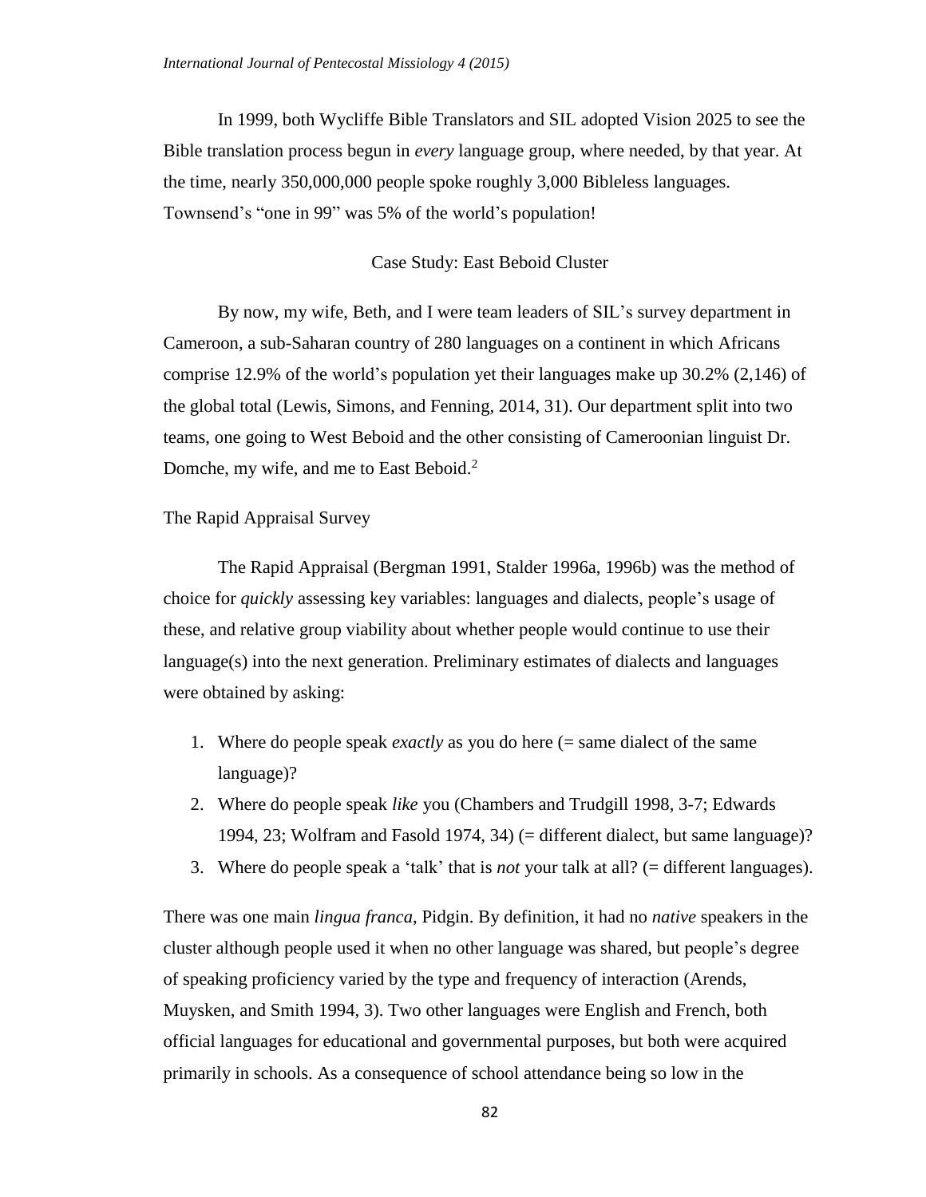In 1999, both Wycliffe Bible Translators and SIL adopted Vision 2025 to see the Bible translation process begun in *every* language group, where needed, by that year. At the time, nearly 350,000,000 people spoke roughly 3,000 Bibleless languages. Townsend's "one in 99" was 5% of the world's population!

## Case Study: East Beboid Cluster

By now, my wife, Beth, and I were team leaders of SIL's survey department in Cameroon, a sub-Saharan country of 280 languages on a continent in which Africans comprise 12.9% of the world's population yet their languages make up 30.2% (2,146) of the global total (Lewis, Simons, and Fenning, 2014, 31). Our department split into two teams, one going to West Beboid and the other consisting of Cameroonian linguist Dr. Domche, my wife, and me to East Beboid.[2]

### The Rapid Appraisal Survey

The Rapid Appraisal (Bergman 1991, Stalder 1996a, 1996b) was the method of choice for *quickly* assessing key variables: languages and dialects, people's usage of these, and relative group viability about whether people would continue to use their language(s) into the next generation. Preliminary estimates of dialects and languages were obtained by asking:

1. Where do people speak *exactly* as you do here (= same dialect of the same language)?
2. Where do people speak *like* you (Chambers and Trudgill 1998, 3-7; Edwards 1994, 23; Wolfram and Fasold 1974, 34) (= different dialect, but same language)?
3. Where do people speak a 'talk' that is *not* your talk at all? (= different languages).

There was one main *lingua franca*, Pidgin. By definition, it had no *native* speakers in the cluster although people used it when no other language was shared, but people's degree of speaking proficiency varied by the type and frequency of interaction (Arends, Muysken, and Smith 1994, 3). Two other languages were English and French, both official languages for educational and governmental purposes, but both were acquired primarily in schools. As a consequence of school attendance being so low in the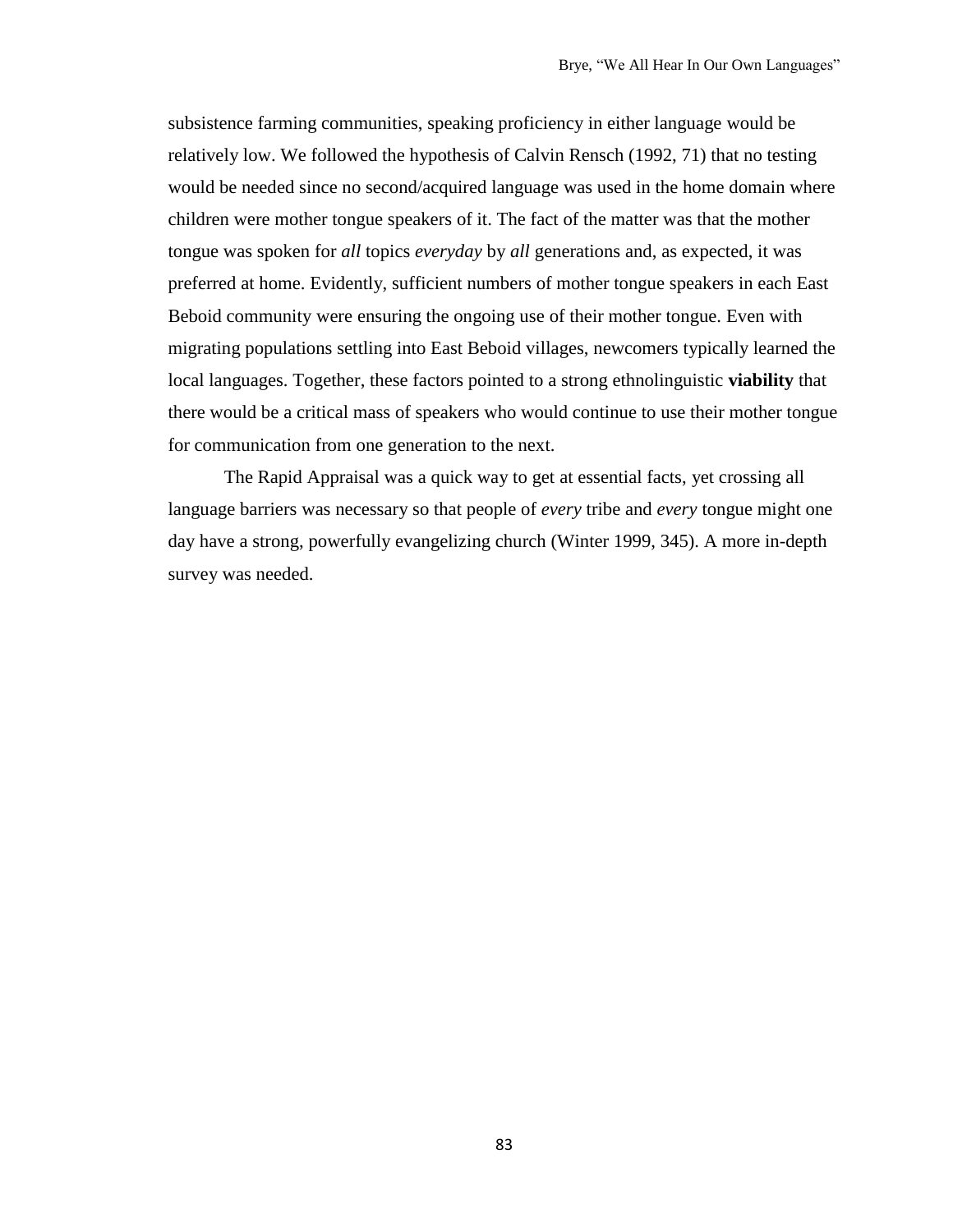subsistence farming communities, speaking proficiency in either language would be relatively low. We followed the hypothesis of Calvin Rensch (1992, 71) that no testing would be needed since no second/acquired language was used in the home domain where children were mother tongue speakers of it. The fact of the matter was that the mother tongue was spoken for *all* topics *everyday* by *all* generations and, as expected, it was preferred at home. Evidently, sufficient numbers of mother tongue speakers in each East Beboid community were ensuring the ongoing use of their mother tongue. Even with migrating populations settling into East Beboid villages, newcomers typically learned the local languages. Together, these factors pointed to a strong ethnolinguistic **viability** that there would be a critical mass of speakers who would continue to use their mother tongue for communication from one generation to the next.

The Rapid Appraisal was a quick way to get at essential facts, yet crossing all language barriers was necessary so that people of *every* tribe and *every* tongue might one day have a strong, powerfully evangelizing church (Winter 1999, 345). A more in-depth survey was needed.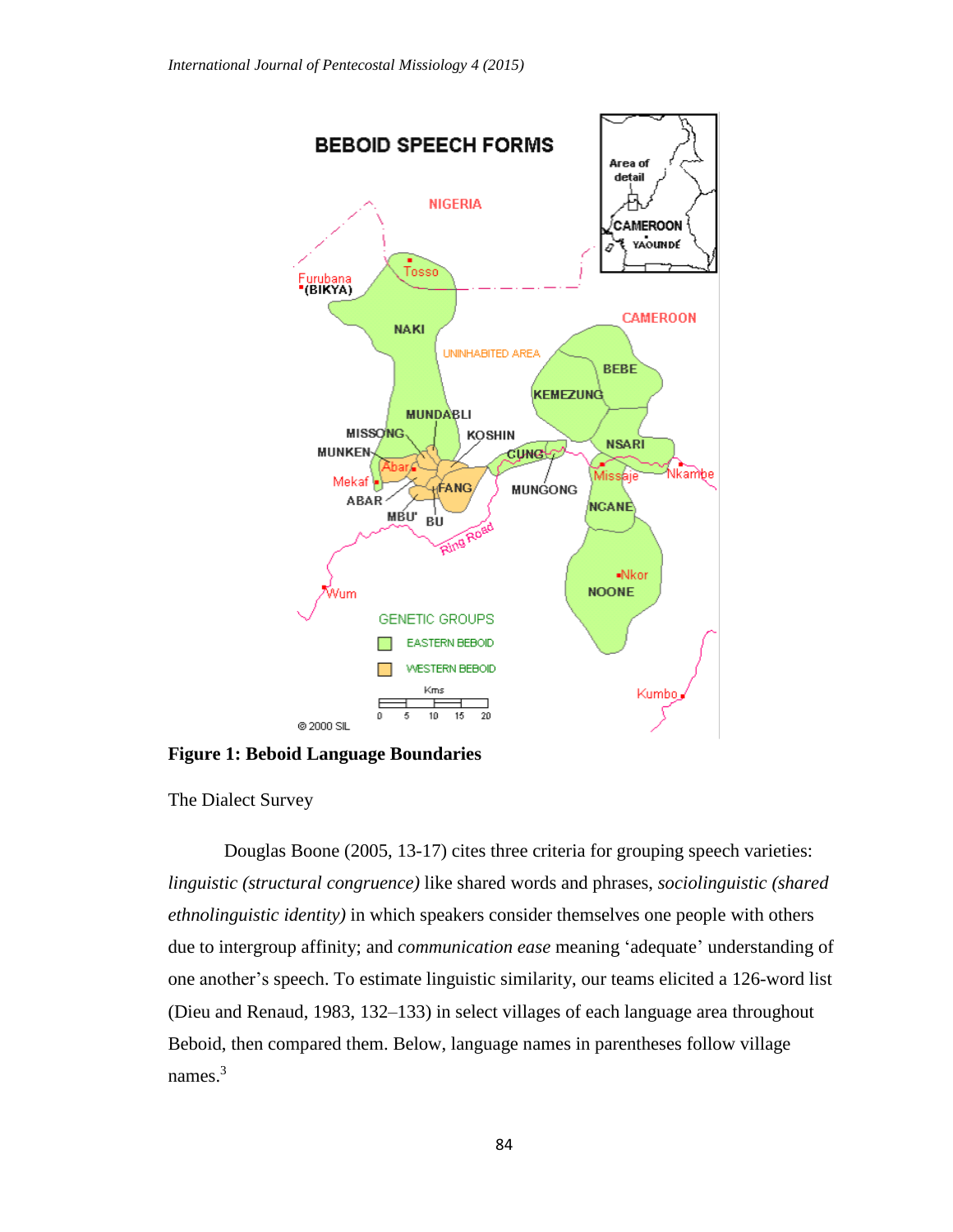**Figure 1: Beboid Language Boundaries**

The Dialect Survey

Douglas Boone (2005, 13-17) cites three criteria for grouping speech varieties: *linguistic (structural congruence)* like shared words and phrases, *sociolinguistic (shared ethnolinguistic identity)* in which speakers consider themselves one people with others due to intergroup affinity; and *communication ease* meaning 'adequate' understanding of one another's speech. To estimate linguistic similarity, our teams elicited a 126-word list (Dieu and Renaud, 1983, 132–133) in select villages of each language area throughout Beboid, then compared them. Below, language names in parentheses follow village names.[3]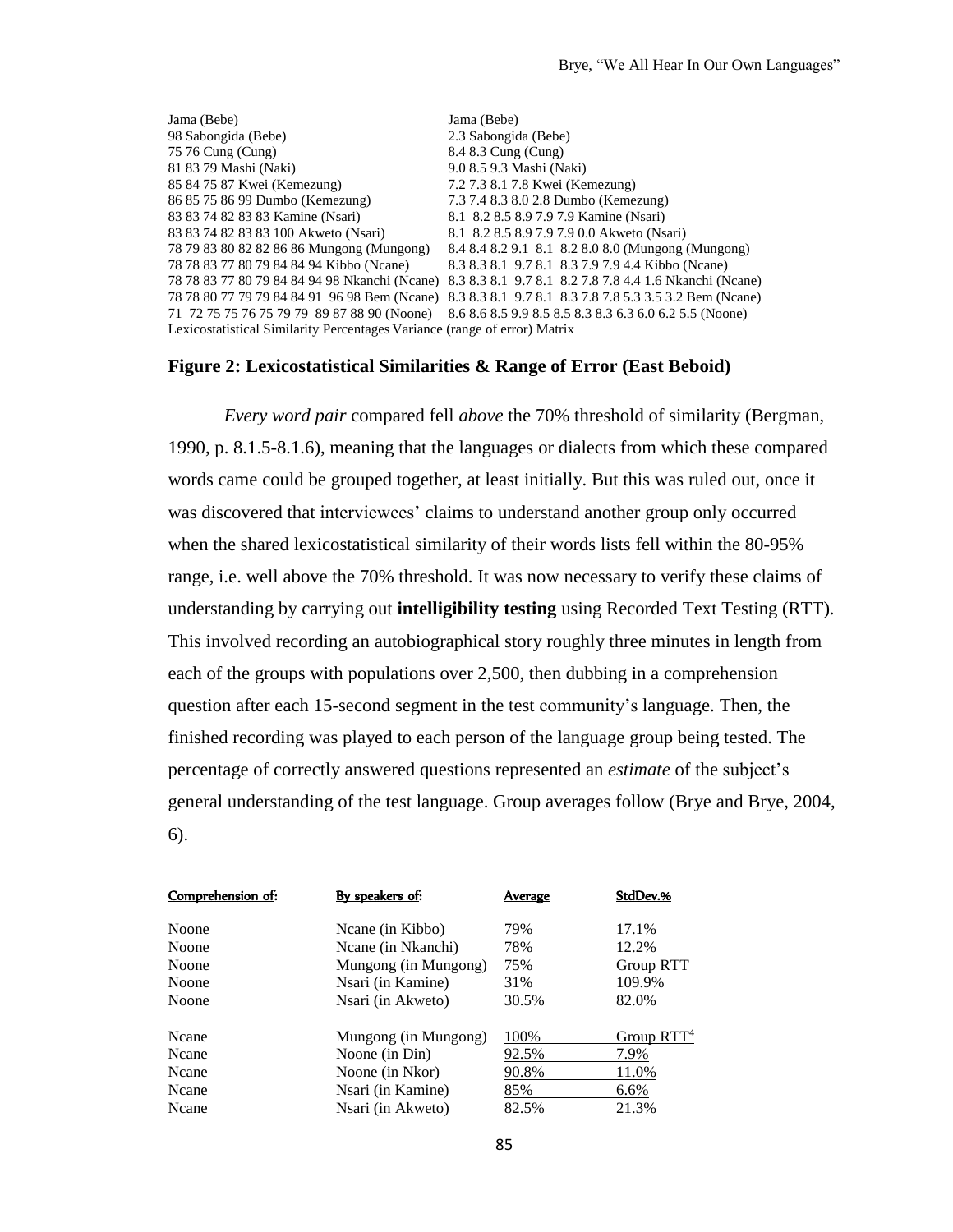```
Jama (Bebe)                                        Jama (Bebe)
98 Sabongida (Bebe)                                2.3 Sabongida (Bebe)
75 76 Cung (Cung)                                  8.4 8.3 Cung (Cung)
81 83 79 Mashi (Naki)                              9.0 8.5 9.3 Mashi (Naki)
85 84 75 87 Kwei (Kemezung)                        7.2 7.3 8.1 7.8 Kwei (Kemezung)
86 85 75 86 99 Dumbo (Kemezung)                    7.3 7.4 8.3 8.0 2.8 Dumbo (Kemezung)
83 83 74 82 83 83 Kamine (Nsari)                   8.1  8.2 8.5 8.9 7.9 7.9 Kamine (Nsari)
83 83 74 82 83 83 100 Akweto (Nsari)               8.1  8.2 8.5 8.9 7.9 7.9 0.0 Akweto (Nsari)
78 79 83 80 82 82 86 86 Mungong (Mungong)          8.4 8.4 8.2 9.1  8.1  8.2 8.0 8.0 (Mungong (Mungong)
78 78 83 77 80 79 84 84 94 Kibbo (Ncane)           8.3 8.3 8.1  9.7 8.1  8.3 7.9 7.9 4.4 Kibbo (Ncane)
78 78 83 77 80 79 84 84 94 98 Nkanchi (Ncane)      8.3 8.3 8.1  9.7 8.1  8.2 7.8 7.8 4.4 1.6 Nkanchi (Ncane)
78 78 80 77 79 79 84 84 91  96 98 Bem (Ncane)      8.3 8.3 8.1  9.7 8.1  8.3 7.8 7.8 5.3 3.5 3.2 Bem (Ncane)
71  72 75 75 76 75 79 79  89 87 88 90 (Noone)      8.6 8.6 8.5 9.9 8.5 8.5 8.3 8.3 6.3 6.0 6.2 5.5 (Noone)
Lexicostatistical Similarity Percentages Variance (range of error) Matrix
```

**Figure 2: Lexicostatistical Similarities & Range of Error (East Beboid)**

*Every word pair* compared fell *above* the 70% threshold of similarity (Bergman, 1990, p. 8.1.5-8.1.6), meaning that the languages or dialects from which these compared words came could be grouped together, at least initially. But this was ruled out, once it was discovered that interviewees' claims to understand another group only occurred when the shared lexicostatistical similarity of their words lists fell within the 80-95% range, i.e. well above the 70% threshold. It was now necessary to verify these claims of understanding by carrying out **intelligibility testing** using Recorded Text Testing (RTT). This involved recording an autobiographical story roughly three minutes in length from each of the groups with populations over 2,500, then dubbing in a comprehension question after each 15-second segment in the test community's language. Then, the finished recording was played to each person of the language group being tested. The percentage of correctly answered questions represented an *estimate* of the subject's general understanding of the test language. Group averages follow (Brye and Brye, 2004, 6).

| Comprehension of: | By speakers of: | Average | StdDev.% |
|---|---|---|---|
| Noone | Ncane (in Kibbo) | 79% | 17.1% |
| Noone | Ncane (in Nkanchi) | 78% | 12.2% |
| Noone | Mungong (in Mungong) | 75% | Group RTT |
| Noone | Nsari (in Kamine) | 31% | 109.9% |
| Noone | Nsari (in Akweto) | 30.5% | 82.0% |
| Ncane | Mungong (in Mungong) | 100% | Group RTT[4] |
| Ncane | Noone (in Din) | 92.5% | 7.9% |
| Ncane | Noone (in Nkor) | 90.8% | 11.0% |
| Ncane | Nsari (in Kamine) | 85% | 6.6% |
| Ncane | Nsari (in Akweto) | 82.5% | 21.3% |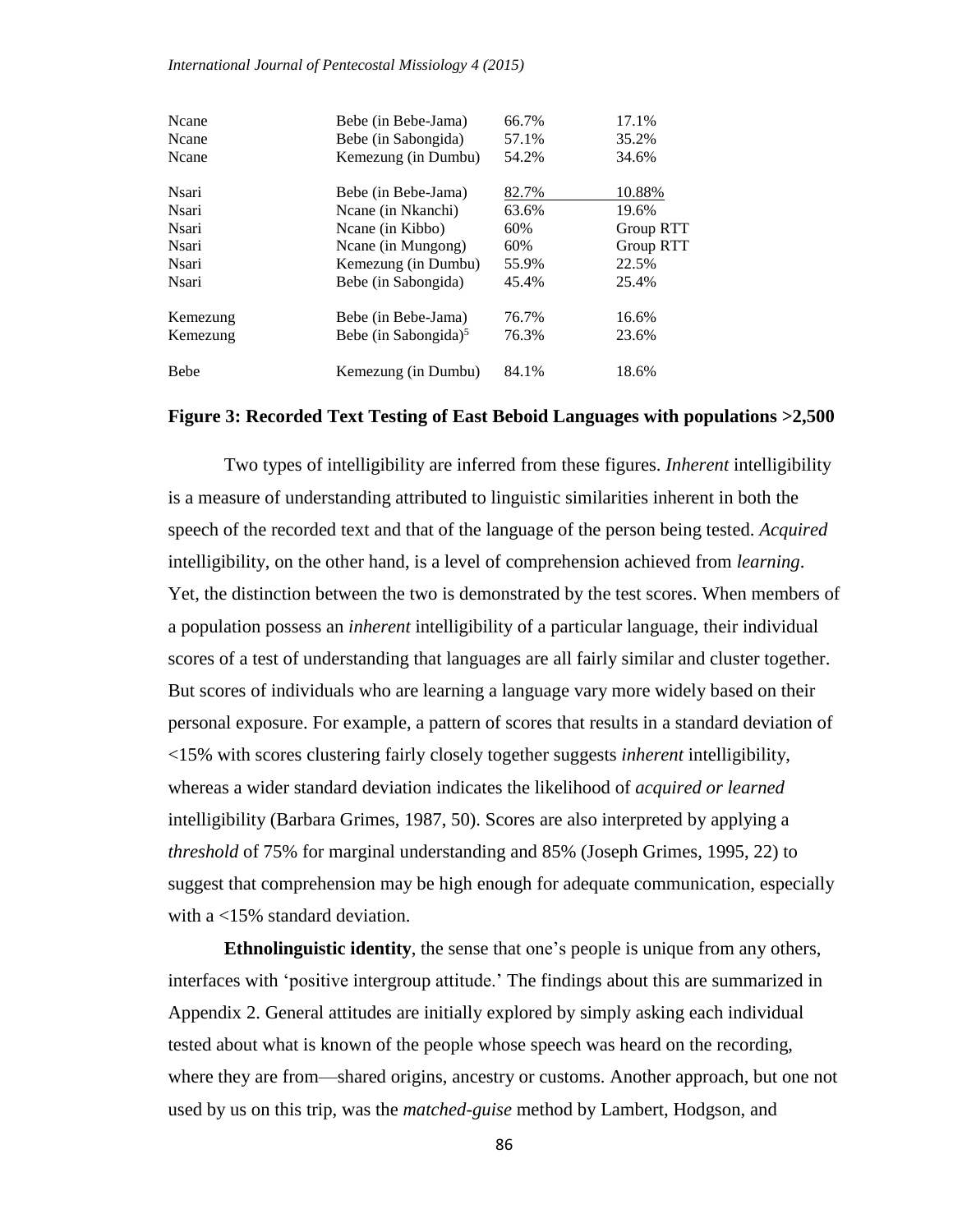| | | | |
|---|---|---|---|
| Ncane | Bebe (in Bebe-Jama) | 66.7% | 17.1% |
| Ncane | Bebe (in Sabongida) | 57.1% | 35.2% |
| Ncane | Kemezung (in Dumbu) | 54.2% | 34.6% |
| Nsari | Bebe (in Bebe-Jama) | 82.7% | 10.88% |
| Nsari | Ncane (in Nkanchi) | 63.6% | 19.6% |
| Nsari | Ncane (in Kibbo) | 60% | Group RTT |
| Nsari | Ncane (in Mungong) | 60% | Group RTT |
| Nsari | Kemezung (in Dumbu) | 55.9% | 22.5% |
| Nsari | Bebe (in Sabongida) | 45.4% | 25.4% |
| Kemezung | Bebe (in Bebe-Jama) | 76.7% | 16.6% |
| Kemezung | Bebe (in Sabongida)[5] | 76.3% | 23.6% |
| Bebe | Kemezung (in Dumbu) | 84.1% | 18.6% |

**Figure 3: Recorded Text Testing of East Beboid Languages with populations >2,500**

Two types of intelligibility are inferred from these figures. *Inherent* intelligibility is a measure of understanding attributed to linguistic similarities inherent in both the speech of the recorded text and that of the language of the person being tested. *Acquired* intelligibility, on the other hand, is a level of comprehension achieved from *learning*. Yet, the distinction between the two is demonstrated by the test scores. When members of a population possess an *inherent* intelligibility of a particular language, their individual scores of a test of understanding that languages are all fairly similar and cluster together. But scores of individuals who are learning a language vary more widely based on their personal exposure. For example, a pattern of scores that results in a standard deviation of <15% with scores clustering fairly closely together suggests *inherent* intelligibility, whereas a wider standard deviation indicates the likelihood of *acquired or learned* intelligibility (Barbara Grimes, 1987, 50). Scores are also interpreted by applying a *threshold* of 75% for marginal understanding and 85% (Joseph Grimes, 1995, 22) to suggest that comprehension may be high enough for adequate communication, especially with a <15% standard deviation.

**Ethnolinguistic identity**, the sense that one's people is unique from any others, interfaces with 'positive intergroup attitude.' The findings about this are summarized in Appendix 2. General attitudes are initially explored by simply asking each individual tested about what is known of the people whose speech was heard on the recording, where they are from—shared origins, ancestry or customs. Another approach, but one not used by us on this trip, was the *matched-guise* method by Lambert, Hodgson, and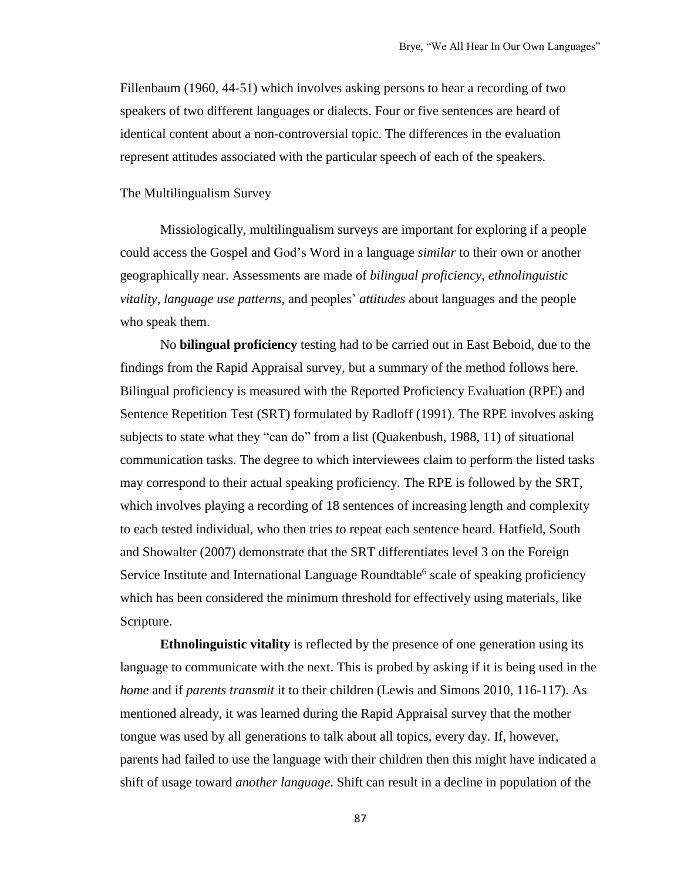Fillenbaum (1960, 44-51) which involves asking persons to hear a recording of two speakers of two different languages or dialects. Four or five sentences are heard of identical content about a non-controversial topic. The differences in the evaluation represent attitudes associated with the particular speech of each of the speakers.

## The Multilingualism Survey

Missiologically, multilingualism surveys are important for exploring if a people could access the Gospel and God's Word in a language *similar* to their own or another geographically near. Assessments are made of *bilingual proficiency*, *ethnolinguistic vitality*, *language use patterns*, and peoples' *attitudes* about languages and the people who speak them.

No **bilingual proficiency** testing had to be carried out in East Beboid, due to the findings from the Rapid Appraisal survey, but a summary of the method follows here. Bilingual proficiency is measured with the Reported Proficiency Evaluation (RPE) and Sentence Repetition Test (SRT) formulated by Radloff (1991). The RPE involves asking subjects to state what they "can do" from a list (Quakenbush, 1988, 11) of situational communication tasks. The degree to which interviewees claim to perform the listed tasks may correspond to their actual speaking proficiency. The RPE is followed by the SRT, which involves playing a recording of 18 sentences of increasing length and complexity to each tested individual, who then tries to repeat each sentence heard. Hatfield, South and Showalter (2007) demonstrate that the SRT differentiates level 3 on the Foreign Service Institute and International Language Roundtable[6] scale of speaking proficiency which has been considered the minimum threshold for effectively using materials, like Scripture.

**Ethnolinguistic vitality** is reflected by the presence of one generation using its language to communicate with the next. This is probed by asking if it is being used in the *home* and if *parents transmit* it to their children (Lewis and Simons 2010, 116-117). As mentioned already, it was learned during the Rapid Appraisal survey that the mother tongue was used by all generations to talk about all topics, every day. If, however, parents had failed to use the language with their children then this might have indicated a shift of usage toward *another language*. Shift can result in a decline in population of the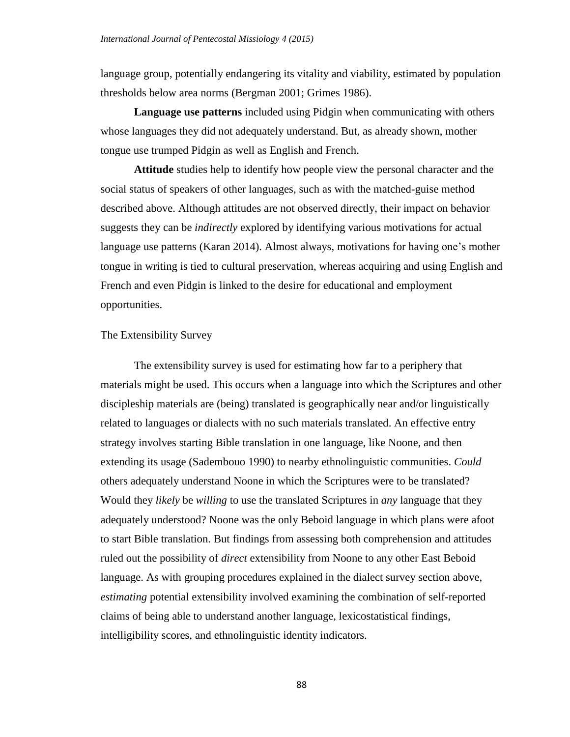language group, potentially endangering its vitality and viability, estimated by population thresholds below area norms (Bergman 2001; Grimes 1986).

**Language use patterns** included using Pidgin when communicating with others whose languages they did not adequately understand. But, as already shown, mother tongue use trumped Pidgin as well as English and French.

**Attitude** studies help to identify how people view the personal character and the social status of speakers of other languages, such as with the matched-guise method described above. Although attitudes are not observed directly, their impact on behavior suggests they can be *indirectly* explored by identifying various motivations for actual language use patterns (Karan 2014). Almost always, motivations for having one's mother tongue in writing is tied to cultural preservation, whereas acquiring and using English and French and even Pidgin is linked to the desire for educational and employment opportunities.

### The Extensibility Survey

The extensibility survey is used for estimating how far to a periphery that materials might be used. This occurs when a language into which the Scriptures and other discipleship materials are (being) translated is geographically near and/or linguistically related to languages or dialects with no such materials translated. An effective entry strategy involves starting Bible translation in one language, like Noone, and then extending its usage (Sadembouo 1990) to nearby ethnolinguistic communities. *Could* others adequately understand Noone in which the Scriptures were to be translated? Would they *likely* be *willing* to use the translated Scriptures in *any* language that they adequately understood? Noone was the only Beboid language in which plans were afoot to start Bible translation. But findings from assessing both comprehension and attitudes ruled out the possibility of *direct* extensibility from Noone to any other East Beboid language. As with grouping procedures explained in the dialect survey section above, *estimating* potential extensibility involved examining the combination of self-reported claims of being able to understand another language, lexicostatistical findings, intelligibility scores, and ethnolinguistic identity indicators.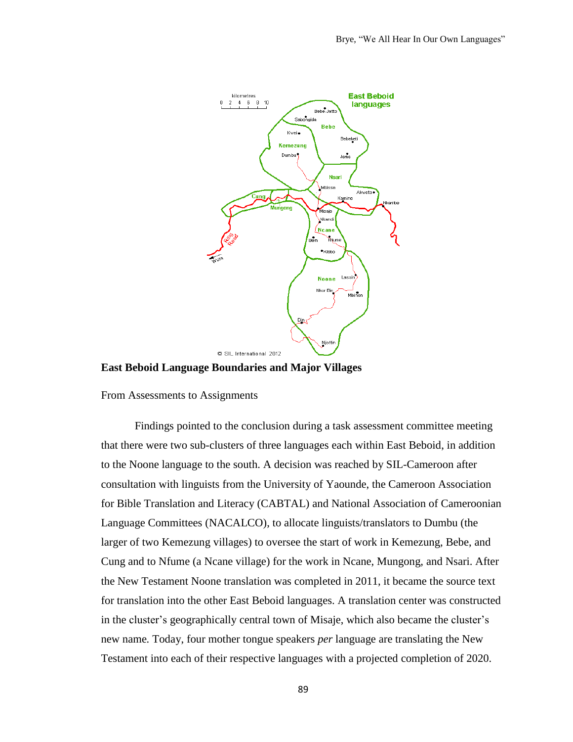**East Beboid Language Boundaries and Major Villages**

From Assessments to Assignments

Findings pointed to the conclusion during a task assessment committee meeting that there were two sub-clusters of three languages each within East Beboid, in addition to the Noone language to the south. A decision was reached by SIL-Cameroon after consultation with linguists from the University of Yaounde, the Cameroon Association for Bible Translation and Literacy (CABTAL) and National Association of Cameroonian Language Committees (NACALCO), to allocate linguists/translators to Dumbu (the larger of two Kemezung villages) to oversee the start of work in Kemezung, Bebe, and Cung and to Nfume (a Ncane village) for the work in Ncane, Mungong, and Nsari. After the New Testament Noone translation was completed in 2011, it became the source text for translation into the other East Beboid languages. A translation center was constructed in the cluster's geographically central town of Misaje, which also became the cluster's new name. Today, four mother tongue speakers *per* language are translating the New Testament into each of their respective languages with a projected completion of 2020.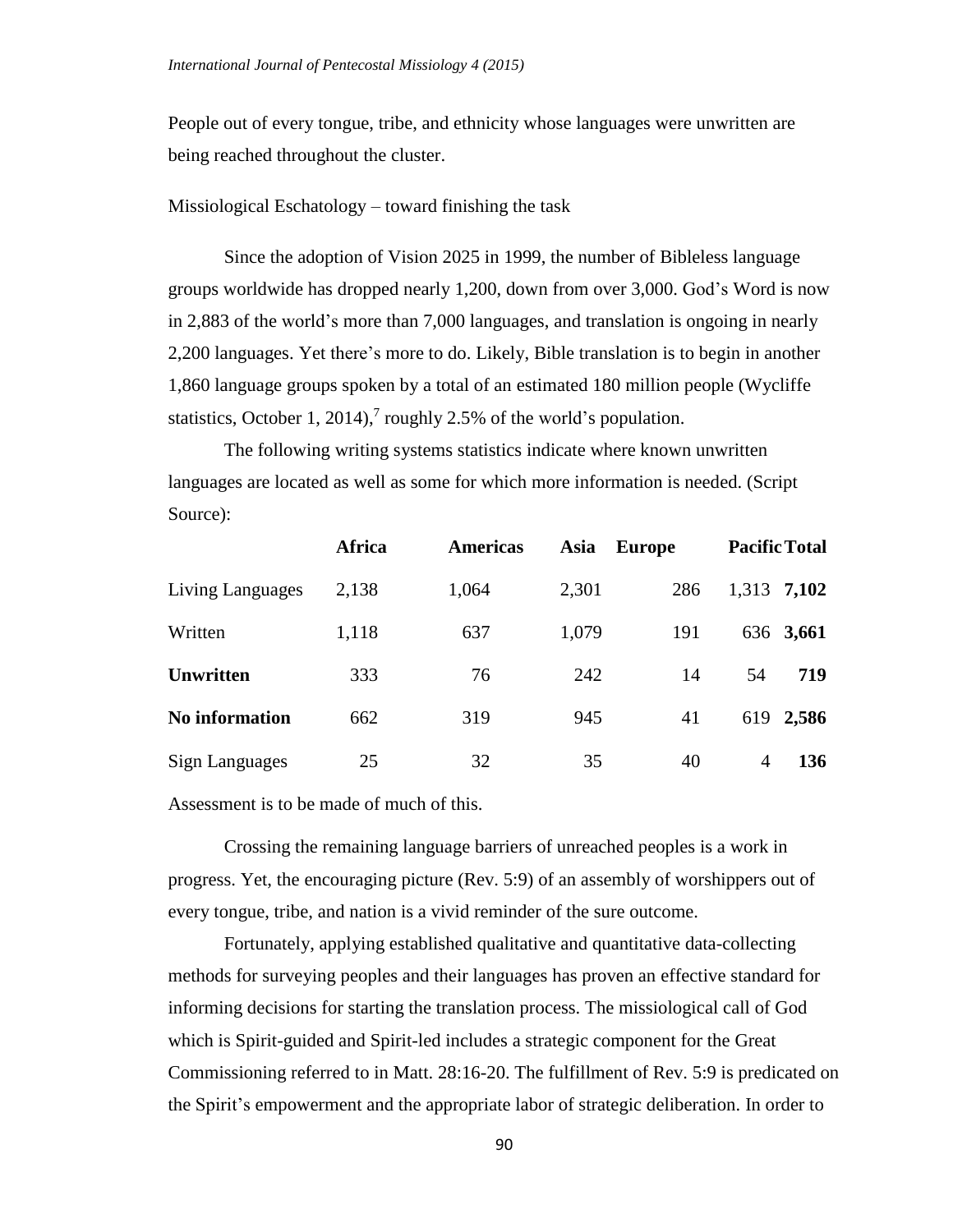People out of every tongue, tribe, and ethnicity whose languages were unwritten are being reached throughout the cluster.

Missiological Eschatology – toward finishing the task

Since the adoption of Vision 2025 in 1999, the number of Bibleless language groups worldwide has dropped nearly 1,200, down from over 3,000. God's Word is now in 2,883 of the world's more than 7,000 languages, and translation is ongoing in nearly 2,200 languages. Yet there's more to do. Likely, Bible translation is to begin in another 1,860 language groups spoken by a total of an estimated 180 million people (Wycliffe statistics, October 1, 2014),[7] roughly 2.5% of the world's population.

The following writing systems statistics indicate where known unwritten languages are located as well as some for which more information is needed. (Script Source):

| | **Africa** | **Americas** | **Asia** | **Europe** | **Pacific** | **Total** |
|---|---|---|---|---|---|---|
| Living Languages | 2,138 | 1,064 | 2,301 | 286 | 1,313 | **7,102** |
| Written | 1,118 | 637 | 1,079 | 191 | 636 | **3,661** |
| **Unwritten** | 333 | 76 | 242 | 14 | 54 | **719** |
| **No information** | 662 | 319 | 945 | 41 | 619 | **2,586** |
| Sign Languages | 25 | 32 | 35 | 40 | 4 | **136** |

Assessment is to be made of much of this.

Crossing the remaining language barriers of unreached peoples is a work in progress. Yet, the encouraging picture (Rev. 5:9) of an assembly of worshippers out of every tongue, tribe, and nation is a vivid reminder of the sure outcome.

Fortunately, applying established qualitative and quantitative data-collecting methods for surveying peoples and their languages has proven an effective standard for informing decisions for starting the translation process. The missiological call of God which is Spirit-guided and Spirit-led includes a strategic component for the Great Commissioning referred to in Matt. 28:16-20. The fulfillment of Rev. 5:9 is predicated on the Spirit's empowerment and the appropriate labor of strategic deliberation. In order to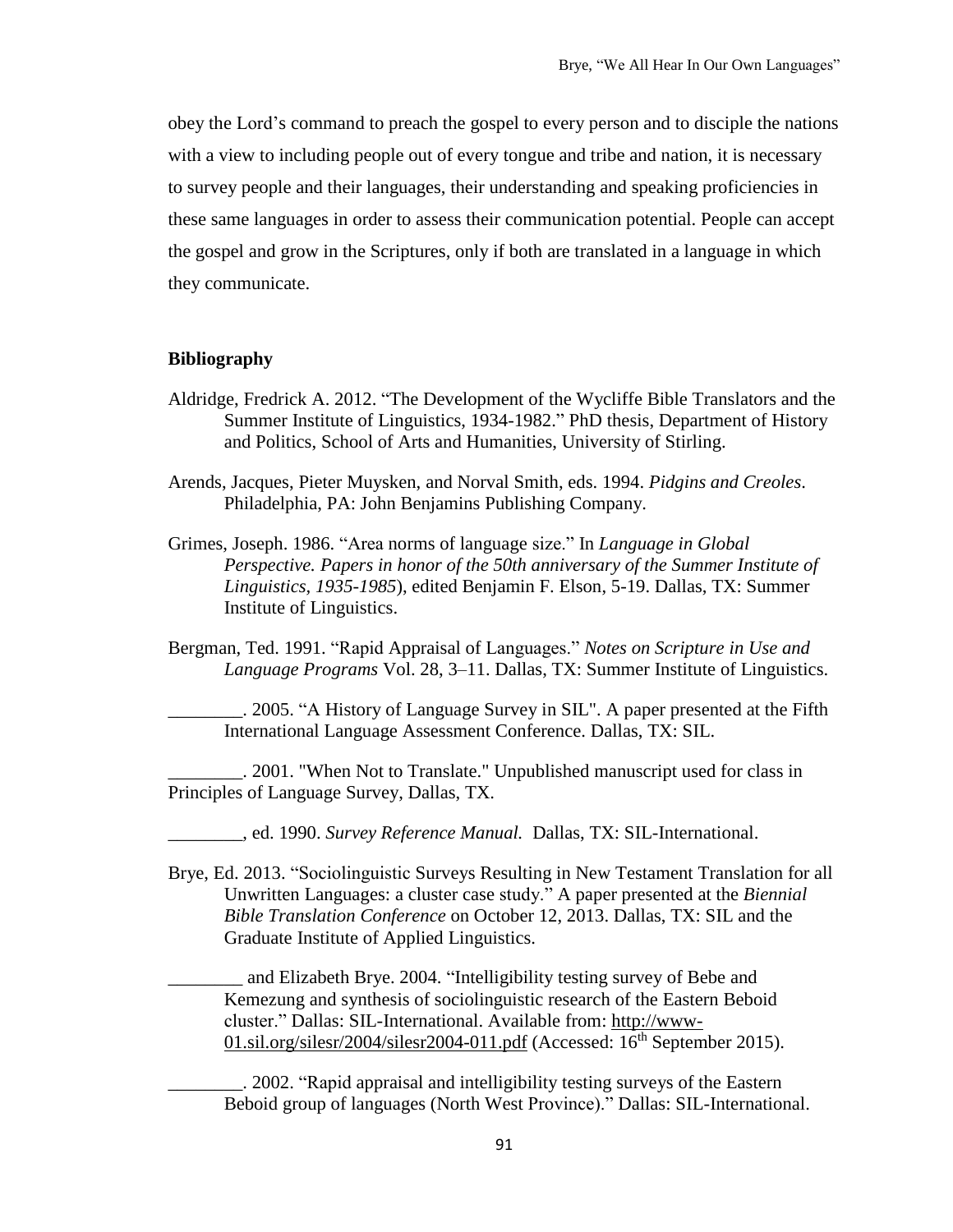obey the Lord's command to preach the gospel to every person and to disciple the nations with a view to including people out of every tongue and tribe and nation, it is necessary to survey people and their languages, their understanding and speaking proficiencies in these same languages in order to assess their communication potential. People can accept the gospel and grow in the Scriptures, only if both are translated in a language in which they communicate.

## Bibliography

Aldridge, Fredrick A. 2012. "The Development of the Wycliffe Bible Translators and the Summer Institute of Linguistics, 1934-1982." PhD thesis, Department of History and Politics, School of Arts and Humanities, University of Stirling.

Arends, Jacques, Pieter Muysken, and Norval Smith, eds. 1994. *Pidgins and Creoles*. Philadelphia, PA: John Benjamins Publishing Company.

Grimes, Joseph. 1986. "Area norms of language size." In *Language in Global Perspective. Papers in honor of the 50th anniversary of the Summer Institute of Linguistics, 1935-1985*), edited Benjamin F. Elson, 5-19. Dallas, TX: Summer Institute of Linguistics.

Bergman, Ted. 1991. "Rapid Appraisal of Languages." *Notes on Scripture in Use and Language Programs* Vol. 28, 3–11. Dallas, TX: Summer Institute of Linguistics.

________. 2005. "A History of Language Survey in SIL". A paper presented at the Fifth International Language Assessment Conference. Dallas, TX: SIL.

________. 2001. "When Not to Translate." Unpublished manuscript used for class in Principles of Language Survey, Dallas, TX.

________, ed. 1990. *Survey Reference Manual.* Dallas, TX: SIL-International.

Brye, Ed. 2013. "Sociolinguistic Surveys Resulting in New Testament Translation for all Unwritten Languages: a cluster case study." A paper presented at the *Biennial Bible Translation Conference* on October 12, 2013. Dallas, TX: SIL and the Graduate Institute of Applied Linguistics.

________ and Elizabeth Brye. 2004. "Intelligibility testing survey of Bebe and Kemezung and synthesis of sociolinguistic research of the Eastern Beboid cluster." Dallas: SIL-International. Available from: http://www-01.sil.org/silesr/2004/silesr2004-011.pdf (Accessed: 16th September 2015).

________. 2002. "Rapid appraisal and intelligibility testing surveys of the Eastern Beboid group of languages (North West Province)." Dallas: SIL-International.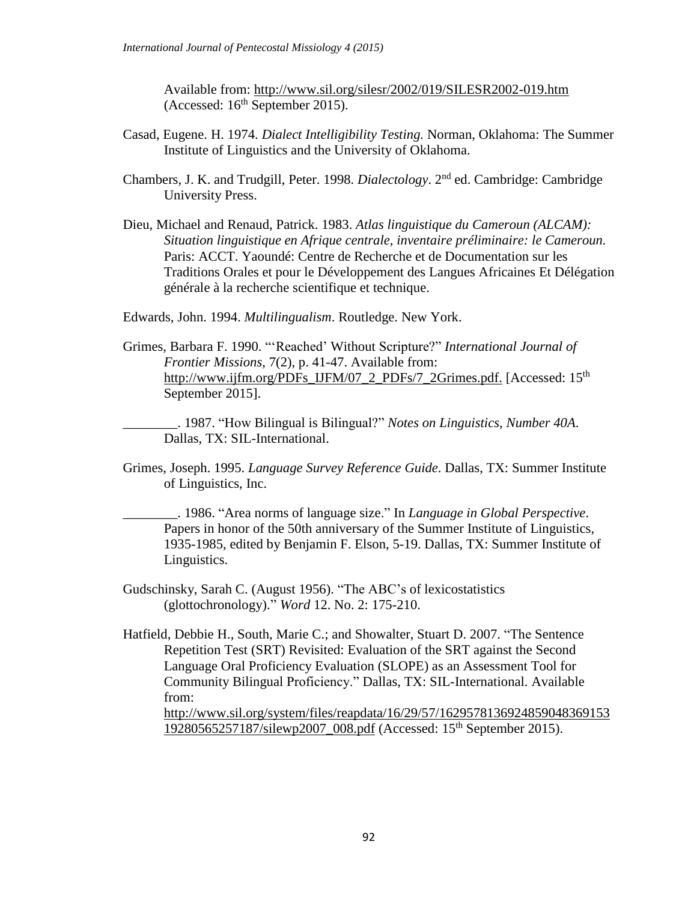Available from: http://www.sil.org/silesr/2002/019/SILESR2002-019.htm (Accessed: 16th September 2015).

Casad, Eugene. H. 1974. *Dialect Intelligibility Testing.* Norman, Oklahoma: The Summer Institute of Linguistics and the University of Oklahoma.

Chambers, J. K. and Trudgill, Peter. 1998. *Dialectology*. 2nd ed. Cambridge: Cambridge University Press.

Dieu, Michael and Renaud, Patrick. 1983. *Atlas linguistique du Cameroun (ALCAM): Situation linguistique en Afrique centrale, inventaire préliminaire: le Cameroun.* Paris: ACCT. Yaoundé: Centre de Recherche et de Documentation sur les Traditions Orales et pour le Développement des Langues Africaines Et Délégation générale à la recherche scientifique et technique.

Edwards, John. 1994. *Multilingualism*. Routledge. New York.

Grimes, Barbara F. 1990. "'Reached' Without Scripture?" *International Journal of Frontier Missions*, 7(2), p. 41-47. Available from: http://www.ijfm.org/PDFs_IJFM/07_2_PDFs/7_2Grimes.pdf. [Accessed: 15th September 2015].

________. 1987. "How Bilingual is Bilingual?" *Notes on Linguistics, Number 40A.* Dallas, TX: SIL-International.

Grimes, Joseph. 1995. *Language Survey Reference Guide*. Dallas, TX: Summer Institute of Linguistics, Inc.

________. 1986. "Area norms of language size." In *Language in Global Perspective*. Papers in honor of the 50th anniversary of the Summer Institute of Linguistics, 1935-1985, edited by Benjamin F. Elson, 5-19. Dallas, TX: Summer Institute of Linguistics.

Gudschinsky, Sarah C. (August 1956). "The ABC's of lexicostatistics (glottochronology)." *Word* 12. No. 2: 175-210.

Hatfield, Debbie H., South, Marie C.; and Showalter, Stuart D. 2007. "The Sentence Repetition Test (SRT) Revisited: Evaluation of the SRT against the Second Language Oral Proficiency Evaluation (SLOPE) as an Assessment Tool for Community Bilingual Proficiency." Dallas, TX: SIL-International. Available from: http://www.sil.org/system/files/reapdata/16/29/57/16295781369248590483691531 9280565257187/silewp2007_008.pdf (Accessed: 15th September 2015).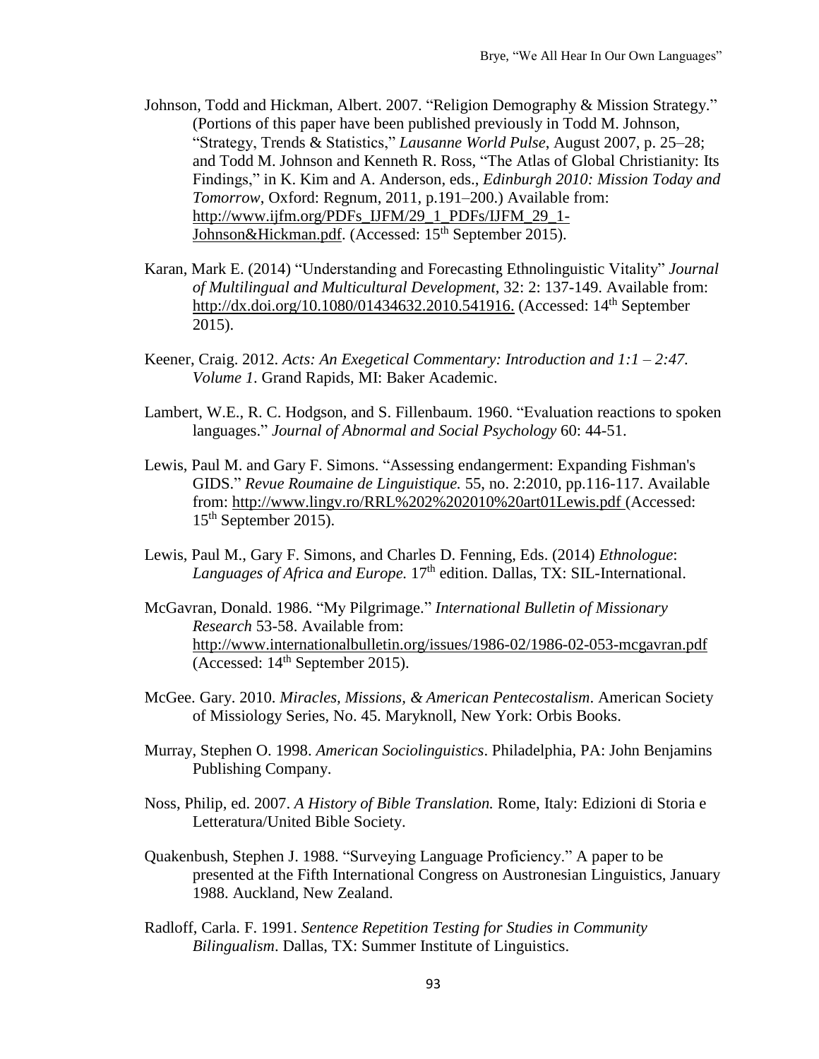Johnson, Todd and Hickman, Albert. 2007. "Religion Demography & Mission Strategy." (Portions of this paper have been published previously in Todd M. Johnson, "Strategy, Trends & Statistics," *Lausanne World Pulse*, August 2007, p. 25–28; and Todd M. Johnson and Kenneth R. Ross, "The Atlas of Global Christianity: Its Findings," in K. Kim and A. Anderson, eds., *Edinburgh 2010: Mission Today and Tomorrow*, Oxford: Regnum, 2011, p.191–200.) Available from: http://www.ijfm.org/PDFs_IJFM/29_1_PDFs/IJFM_29_1-Johnson&Hickman.pdf. (Accessed: 15th September 2015).

Karan, Mark E. (2014) "Understanding and Forecasting Ethnolinguistic Vitality" *Journal of Multilingual and Multicultural Development*, 32: 2: 137-149. Available from: http://dx.doi.org/10.1080/01434632.2010.541916. (Accessed: 14th September 2015).

Keener, Craig. 2012. *Acts: An Exegetical Commentary: Introduction and 1:1 – 2:47. Volume 1*. Grand Rapids, MI: Baker Academic.

Lambert, W.E., R. C. Hodgson, and S. Fillenbaum. 1960. "Evaluation reactions to spoken languages." *Journal of Abnormal and Social Psychology* 60: 44-51.

Lewis, Paul M. and Gary F. Simons. "Assessing endangerment: Expanding Fishman's GIDS." *Revue Roumaine de Linguistique.* 55, no. 2:2010, pp.116-117. Available from: http://www.lingv.ro/RRL%202%202010%20art01Lewis.pdf (Accessed: 15th September 2015).

Lewis, Paul M., Gary F. Simons, and Charles D. Fenning, Eds. (2014) *Ethnologue*: *Languages of Africa and Europe.* 17th edition. Dallas, TX: SIL-International.

McGavran, Donald. 1986. "My Pilgrimage." *International Bulletin of Missionary Research* 53-58. Available from: http://www.internationalbulletin.org/issues/1986-02/1986-02-053-mcgavran.pdf (Accessed: 14th September 2015).

McGee. Gary. 2010. *Miracles, Missions, & American Pentecostalism*. American Society of Missiology Series, No. 45. Maryknoll, New York: Orbis Books.

Murray, Stephen O. 1998. *American Sociolinguistics*. Philadelphia, PA: John Benjamins Publishing Company.

Noss, Philip, ed. 2007. *A History of Bible Translation.* Rome, Italy: Edizioni di Storia e Letteratura/United Bible Society.

Quakenbush, Stephen J. 1988. "Surveying Language Proficiency." A paper to be presented at the Fifth International Congress on Austronesian Linguistics, January 1988. Auckland, New Zealand.

Radloff, Carla. F. 1991. *Sentence Repetition Testing for Studies in Community Bilingualism*. Dallas, TX: Summer Institute of Linguistics.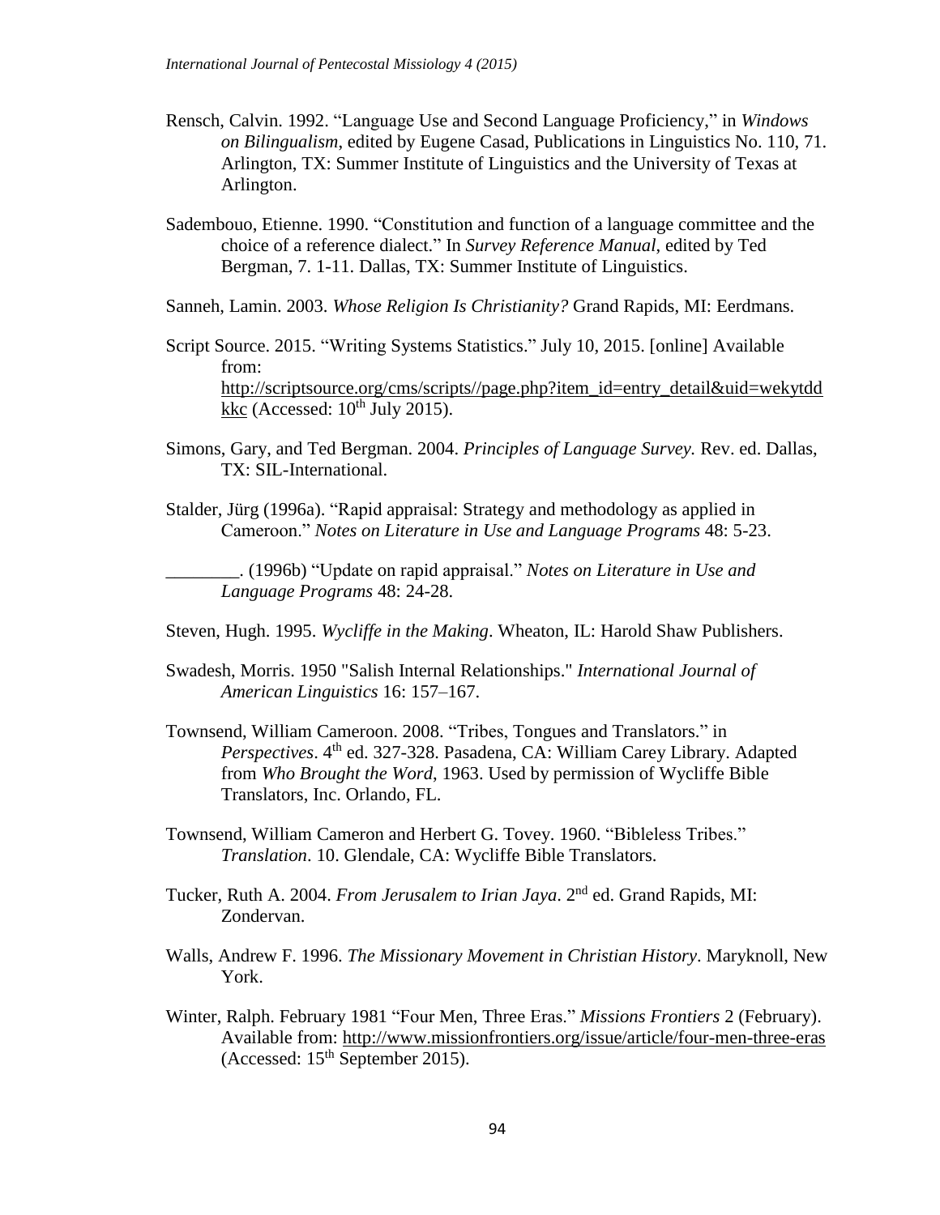Rensch, Calvin. 1992. “Language Use and Second Language Proficiency,” in *Windows on Bilingualism*, edited by Eugene Casad, Publications in Linguistics No. 110, 71. Arlington, TX: Summer Institute of Linguistics and the University of Texas at Arlington.

Sadembouo, Etienne. 1990. “Constitution and function of a language committee and the choice of a reference dialect.” In *Survey Reference Manual*, edited by Ted Bergman, 7. 1-11. Dallas, TX: Summer Institute of Linguistics.

Sanneh, Lamin. 2003. *Whose Religion Is Christianity?* Grand Rapids, MI: Eerdmans.

Script Source. 2015. “Writing Systems Statistics.” July 10, 2015. [online] Available from: http://scriptsource.org/cms/scripts//page.php?item_id=entry_detail&uid=wekytddkkc (Accessed: 10th July 2015).

Simons, Gary, and Ted Bergman. 2004. *Principles of Language Survey.* Rev. ed. Dallas, TX: SIL-International.

Stalder, Jürg (1996a). “Rapid appraisal: Strategy and methodology as applied in Cameroon.” *Notes on Literature in Use and Language Programs* 48: 5-23.

________. (1996b) “Update on rapid appraisal.” *Notes on Literature in Use and Language Programs* 48: 24-28.

Steven, Hugh. 1995. *Wycliffe in the Making*. Wheaton, IL: Harold Shaw Publishers.

Swadesh, Morris. 1950 "Salish Internal Relationships." *International Journal of American Linguistics* 16: 157–167.

Townsend, William Cameroon. 2008. “Tribes, Tongues and Translators.” in *Perspectives*. 4th ed. 327-328. Pasadena, CA: William Carey Library. Adapted from *Who Brought the Word*, 1963. Used by permission of Wycliffe Bible Translators, Inc. Orlando, FL.

Townsend, William Cameron and Herbert G. Tovey. 1960. “Bibleless Tribes.” *Translation*. 10. Glendale, CA: Wycliffe Bible Translators.

Tucker, Ruth A. 2004. *From Jerusalem to Irian Jaya*. 2nd ed. Grand Rapids, MI: Zondervan.

Walls, Andrew F. 1996. *The Missionary Movement in Christian History*. Maryknoll, New York.

Winter, Ralph. February 1981 “Four Men, Three Eras.” *Missions Frontiers* 2 (February). Available from: http://www.missionfrontiers.org/issue/article/four-men-three-eras (Accessed: 15th September 2015).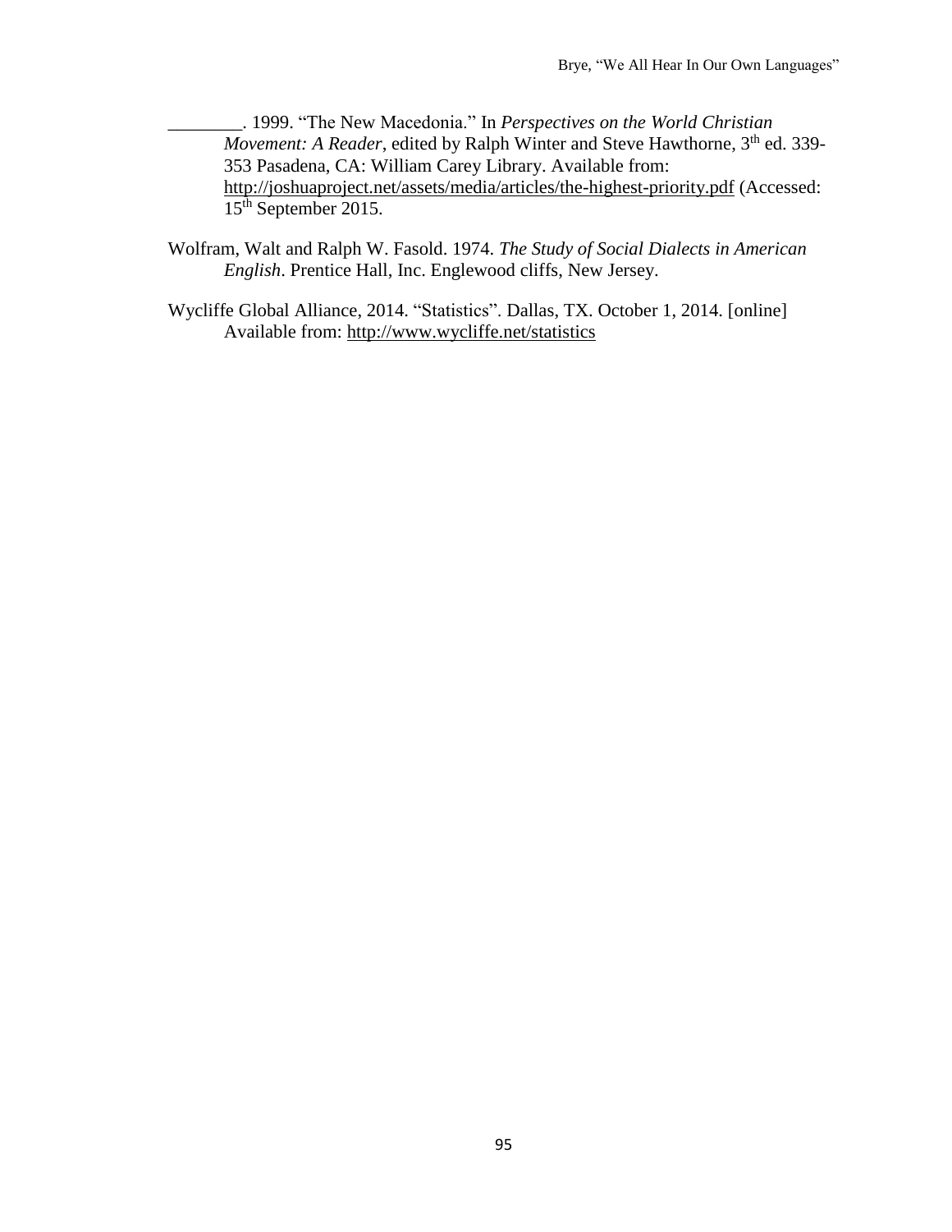________. 1999. "The New Macedonia." In *Perspectives on the World Christian Movement: A Reader*, edited by Ralph Winter and Steve Hawthorne, 3th ed. 339-353 Pasadena, CA: William Carey Library. Available from: http://joshuaproject.net/assets/media/articles/the-highest-priority.pdf (Accessed: 15th September 2015.

Wolfram, Walt and Ralph W. Fasold. 1974. *The Study of Social Dialects in American English*. Prentice Hall, Inc. Englewood cliffs, New Jersey.

Wycliffe Global Alliance, 2014. "Statistics". Dallas, TX. October 1, 2014. [online] Available from: http://www.wycliffe.net/statistics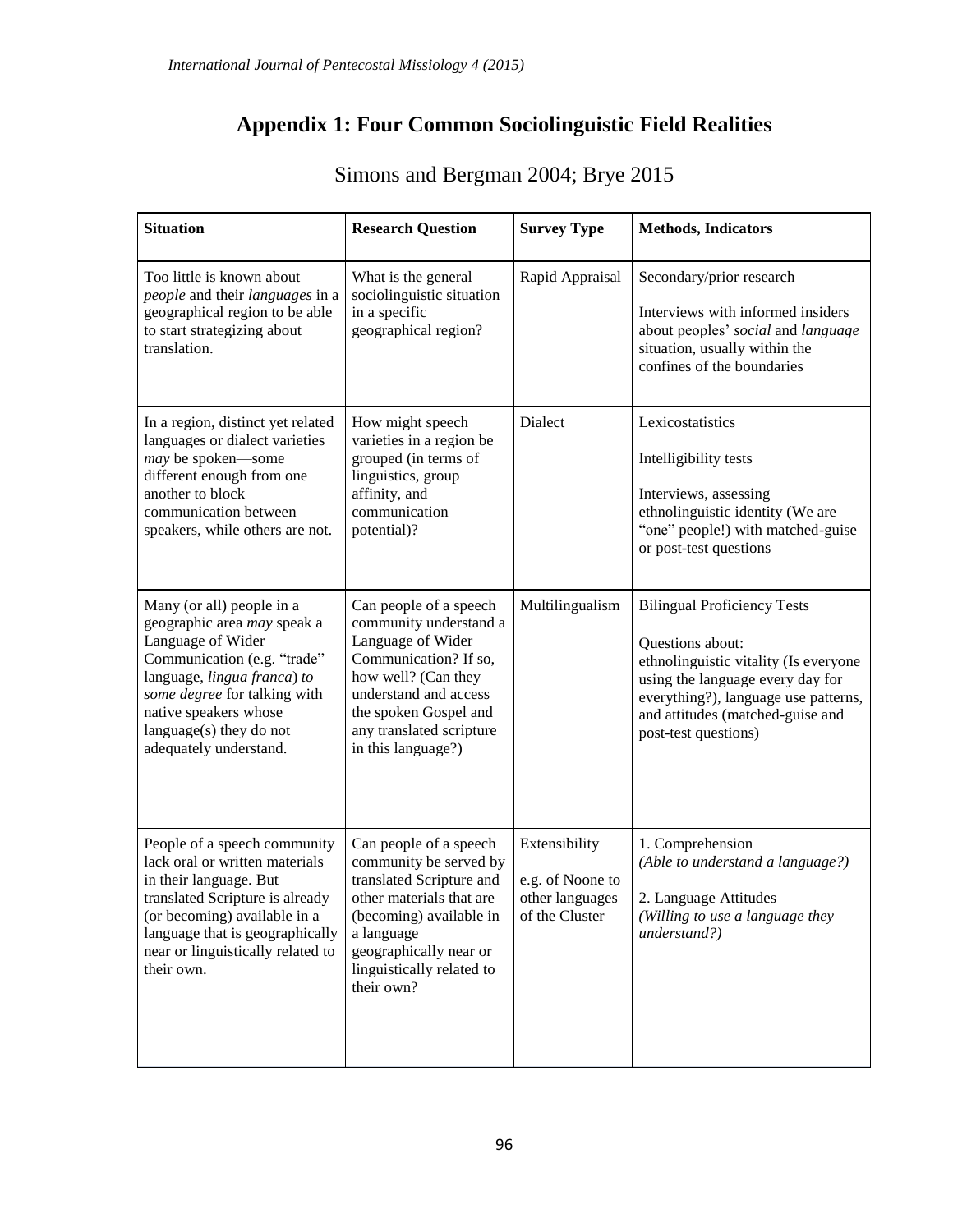# Appendix 1: Four Common Sociolinguistic Field Realities

Simons and Bergman 2004; Brye 2015

| **Situation** | **Research Question** | **Survey Type** | **Methods, Indicators** |
| --- | --- | --- | --- |
| Too little is known about *people* and their *languages* in a geographical region to be able to start strategizing about translation. | What is the general sociolinguistic situation in a specific geographical region? | Rapid Appraisal | Secondary/prior research<br><br>Interviews with informed insiders about peoples' *social* and *language* situation, usually within the confines of the boundaries |
| In a region, distinct yet related languages or dialect varieties *may* be spoken—some different enough from one another to block communication between speakers, while others are not. | How might speech varieties in a region be grouped (in terms of linguistics, group affinity, and communication potential)? | Dialect | Lexicostatistics<br><br>Intelligibility tests<br><br>Interviews, assessing ethnolinguistic identity (We are "one" people!) with matched-guise or post-test questions |
| Many (or all) people in a geographic area *may* speak a Language of Wider Communication (e.g. "trade" language, *lingua franca*) *to some degree* for talking with native speakers whose language(s) they do not adequately understand. | Can people of a speech community understand a Language of Wider Communication? If so, how well? (Can they understand and access the spoken Gospel and any translated scripture in this language?) | Multilingualism | Bilingual Proficiency Tests<br><br>Questions about:<br>ethnolinguistic vitality (Is everyone using the language every day for everything?), language use patterns, and attitudes (matched-guise and post-test questions) |
| People of a speech community lack oral or written materials in their language. But translated Scripture is already (or becoming) available in a language that is geographically near or linguistically related to their own. | Can people of a speech community be served by translated Scripture and other materials that are (becoming) available in a language geographically near or linguistically related to their own? | Extensibility<br><br>e.g. of Noone to other languages of the Cluster | 1. Comprehension<br>*(Able to understand a language?)*<br><br>2. Language Attitudes<br>*(Willing to use a language they understand?)* |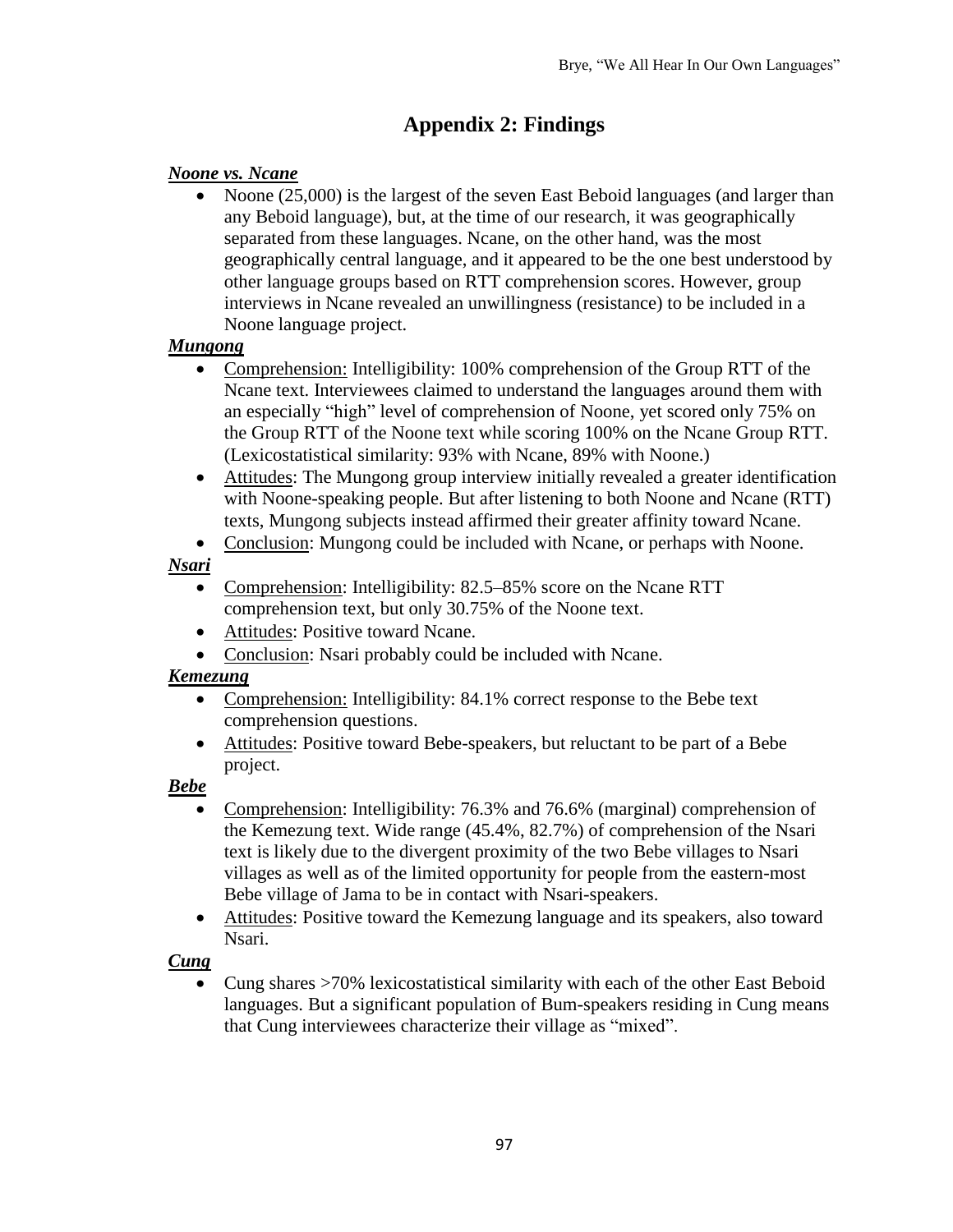# Appendix 2: Findings

***Noone vs. Ncane***

- Noone (25,000) is the largest of the seven East Beboid languages (and larger than any Beboid language), but, at the time of our research, it was geographically separated from these languages. Ncane, on the other hand, was the most geographically central language, and it appeared to be the one best understood by other language groups based on RTT comprehension scores. However, group interviews in Ncane revealed an unwillingness (resistance) to be included in a Noone language project.

***Mungong***

- Comprehension: Intelligibility: 100% comprehension of the Group RTT of the Ncane text. Interviewees claimed to understand the languages around them with an especially "high" level of comprehension of Noone, yet scored only 75% on the Group RTT of the Noone text while scoring 100% on the Ncane Group RTT. (Lexicostatistical similarity: 93% with Ncane, 89% with Noone.)
- Attitudes: The Mungong group interview initially revealed a greater identification with Noone-speaking people. But after listening to both Noone and Ncane (RTT) texts, Mungong subjects instead affirmed their greater affinity toward Ncane.
- Conclusion: Mungong could be included with Ncane, or perhaps with Noone.

***Nsari***

- Comprehension: Intelligibility: 82.5–85% score on the Ncane RTT comprehension text, but only 30.75% of the Noone text.
- Attitudes: Positive toward Ncane.
- Conclusion: Nsari probably could be included with Ncane.

***Kemezung***

- Comprehension: Intelligibility: 84.1% correct response to the Bebe text comprehension questions.
- Attitudes: Positive toward Bebe-speakers, but reluctant to be part of a Bebe project.

***Bebe***

- Comprehension: Intelligibility: 76.3% and 76.6% (marginal) comprehension of the Kemezung text. Wide range (45.4%, 82.7%) of comprehension of the Nsari text is likely due to the divergent proximity of the two Bebe villages to Nsari villages as well as of the limited opportunity for people from the eastern-most Bebe village of Jama to be in contact with Nsari-speakers.
- Attitudes: Positive toward the Kemezung language and its speakers, also toward Nsari.

***Cung***

- Cung shares >70% lexicostatistical similarity with each of the other East Beboid languages. But a significant population of Bum-speakers residing in Cung means that Cung interviewees characterize their village as "mixed".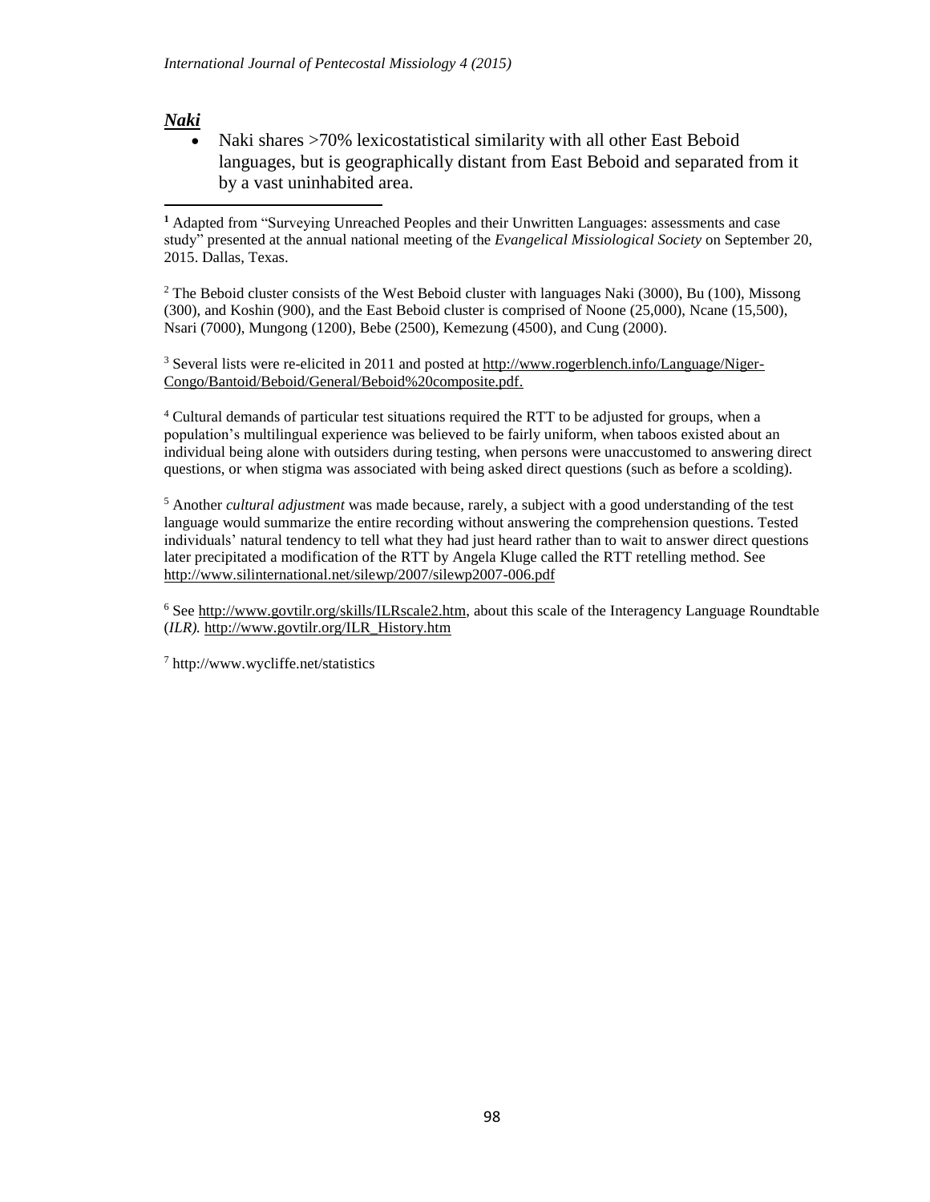***Naki***

- Naki shares >70% lexicostatistical similarity with all other East Beboid languages, but is geographically distant from East Beboid and separated from it by a vast uninhabited area.

---

[1] Adapted from "Surveying Unreached Peoples and their Unwritten Languages: assessments and case study" presented at the annual national meeting of the *Evangelical Missiological Society* on September 20, 2015. Dallas, Texas.

[2] The Beboid cluster consists of the West Beboid cluster with languages Naki (3000), Bu (100), Missong (300), and Koshin (900), and the East Beboid cluster is comprised of Noone (25,000), Ncane (15,500), Nsari (7000), Mungong (1200), Bebe (2500), Kemezung (4500), and Cung (2000).

[3] Several lists were re-elicited in 2011 and posted at http://www.rogerblench.info/Language/Niger-Congo/Bantoid/Beboid/General/Beboid%20composite.pdf.

[4] Cultural demands of particular test situations required the RTT to be adjusted for groups, when a population's multilingual experience was believed to be fairly uniform, when taboos existed about an individual being alone with outsiders during testing, when persons were unaccustomed to answering direct questions, or when stigma was associated with being asked direct questions (such as before a scolding).

[5] Another *cultural adjustment* was made because, rarely, a subject with a good understanding of the test language would summarize the entire recording without answering the comprehension questions. Tested individuals' natural tendency to tell what they had just heard rather than to wait to answer direct questions later precipitated a modification of the RTT by Angela Kluge called the RTT retelling method. See http://www.silinternational.net/silewp/2007/silewp2007-006.pdf

[6] See http://www.govtilr.org/skills/ILRscale2.htm, about this scale of the Interagency Language Roundtable (*ILR).* http://www.govtilr.org/ILR_History.htm

[7] http://www.wycliffe.net/statistics